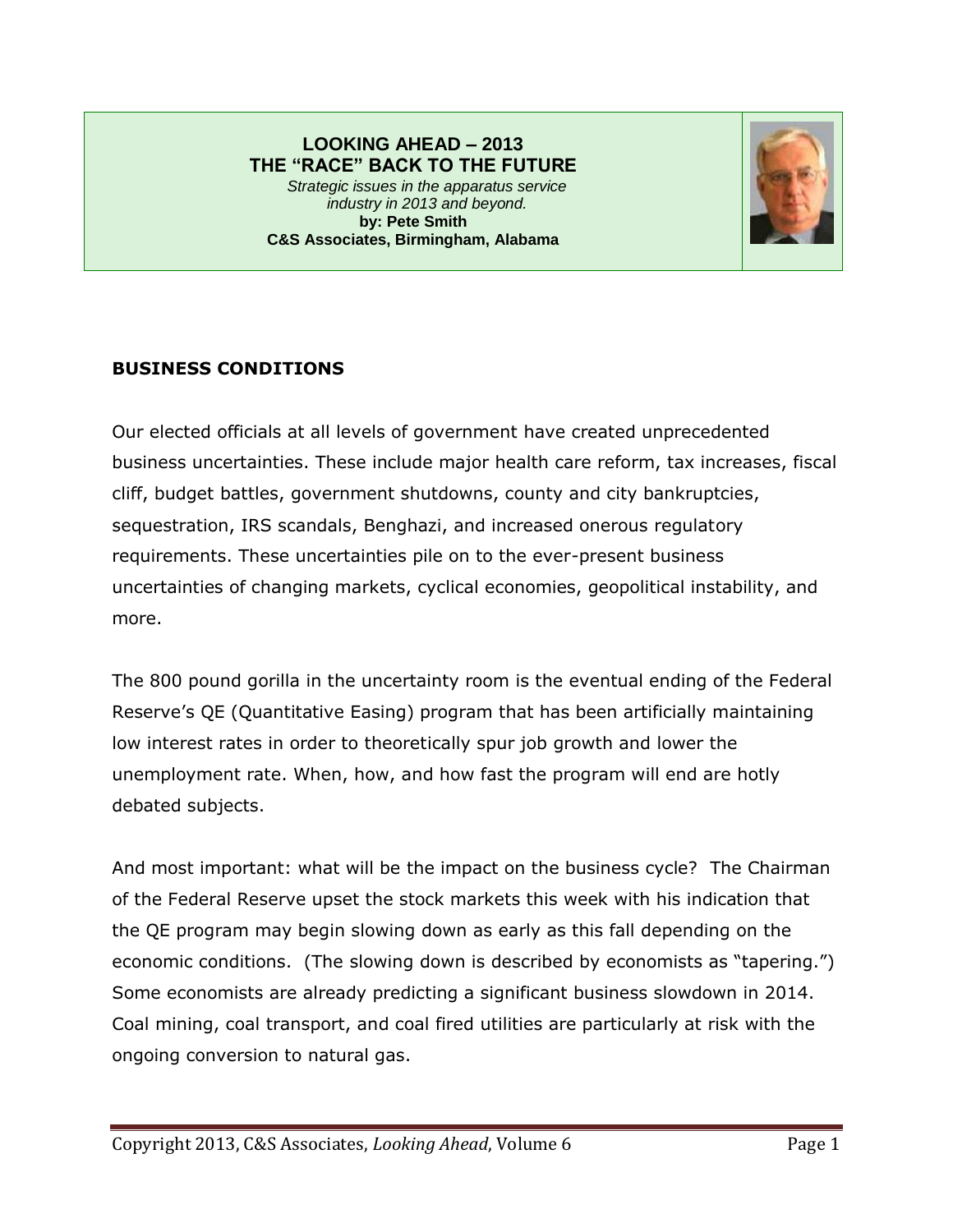# LOOKING AHEAD – 2013
# THE "RACE" BACK TO THE FUTURE

*Strategic issues in the apparatus service industry in 2013 and beyond.*

**by: Pete Smith**

**C&S Associates, Birmingham, Alabama**

## BUSINESS CONDITIONS

Our elected officials at all levels of government have created unprecedented business uncertainties. These include major health care reform, tax increases, fiscal cliff, budget battles, government shutdowns, county and city bankruptcies, sequestration, IRS scandals, Benghazi, and increased onerous regulatory requirements. These uncertainties pile on to the ever-present business uncertainties of changing markets, cyclical economies, geopolitical instability, and more.

The 800 pound gorilla in the uncertainty room is the eventual ending of the Federal Reserve's QE (Quantitative Easing) program that has been artificially maintaining low interest rates in order to theoretically spur job growth and lower the unemployment rate. When, how, and how fast the program will end are hotly debated subjects.

And most important: what will be the impact on the business cycle? The Chairman of the Federal Reserve upset the stock markets this week with his indication that the QE program may begin slowing down as early as this fall depending on the economic conditions. (The slowing down is described by economists as "tapering.") Some economists are already predicting a significant business slowdown in 2014. Coal mining, coal transport, and coal fired utilities are particularly at risk with the ongoing conversion to natural gas.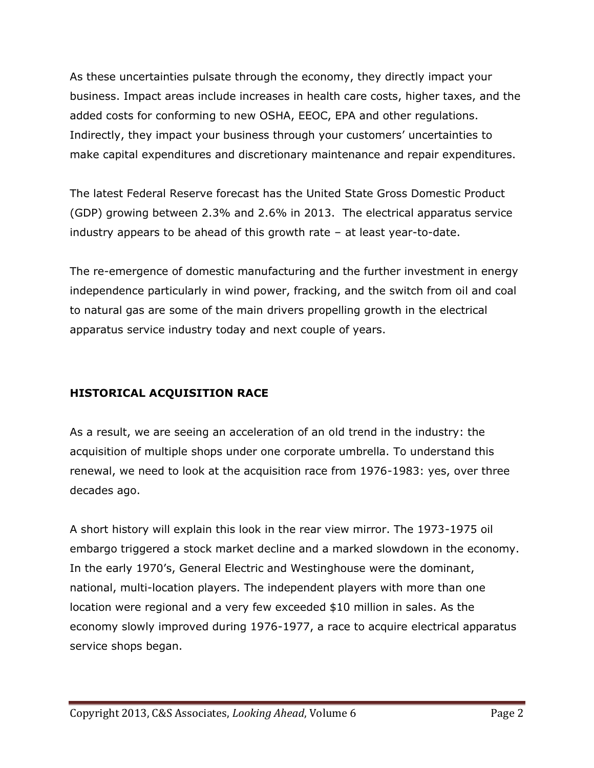As these uncertainties pulsate through the economy, they directly impact your business. Impact areas include increases in health care costs, higher taxes, and the added costs for conforming to new OSHA, EEOC, EPA and other regulations. Indirectly, they impact your business through your customers' uncertainties to make capital expenditures and discretionary maintenance and repair expenditures.

The latest Federal Reserve forecast has the United State Gross Domestic Product (GDP) growing between 2.3% and 2.6% in 2013. The electrical apparatus service industry appears to be ahead of this growth rate – at least year-to-date.

The re-emergence of domestic manufacturing and the further investment in energy independence particularly in wind power, fracking, and the switch from oil and coal to natural gas are some of the main drivers propelling growth in the electrical apparatus service industry today and next couple of years.

## HISTORICAL ACQUISITION RACE

As a result, we are seeing an acceleration of an old trend in the industry: the acquisition of multiple shops under one corporate umbrella. To understand this renewal, we need to look at the acquisition race from 1976-1983: yes, over three decades ago.

A short history will explain this look in the rear view mirror. The 1973-1975 oil embargo triggered a stock market decline and a marked slowdown in the economy. In the early 1970's, General Electric and Westinghouse were the dominant, national, multi-location players. The independent players with more than one location were regional and a very few exceeded $10 million in sales. As the economy slowly improved during 1976-1977, a race to acquire electrical apparatus service shops began.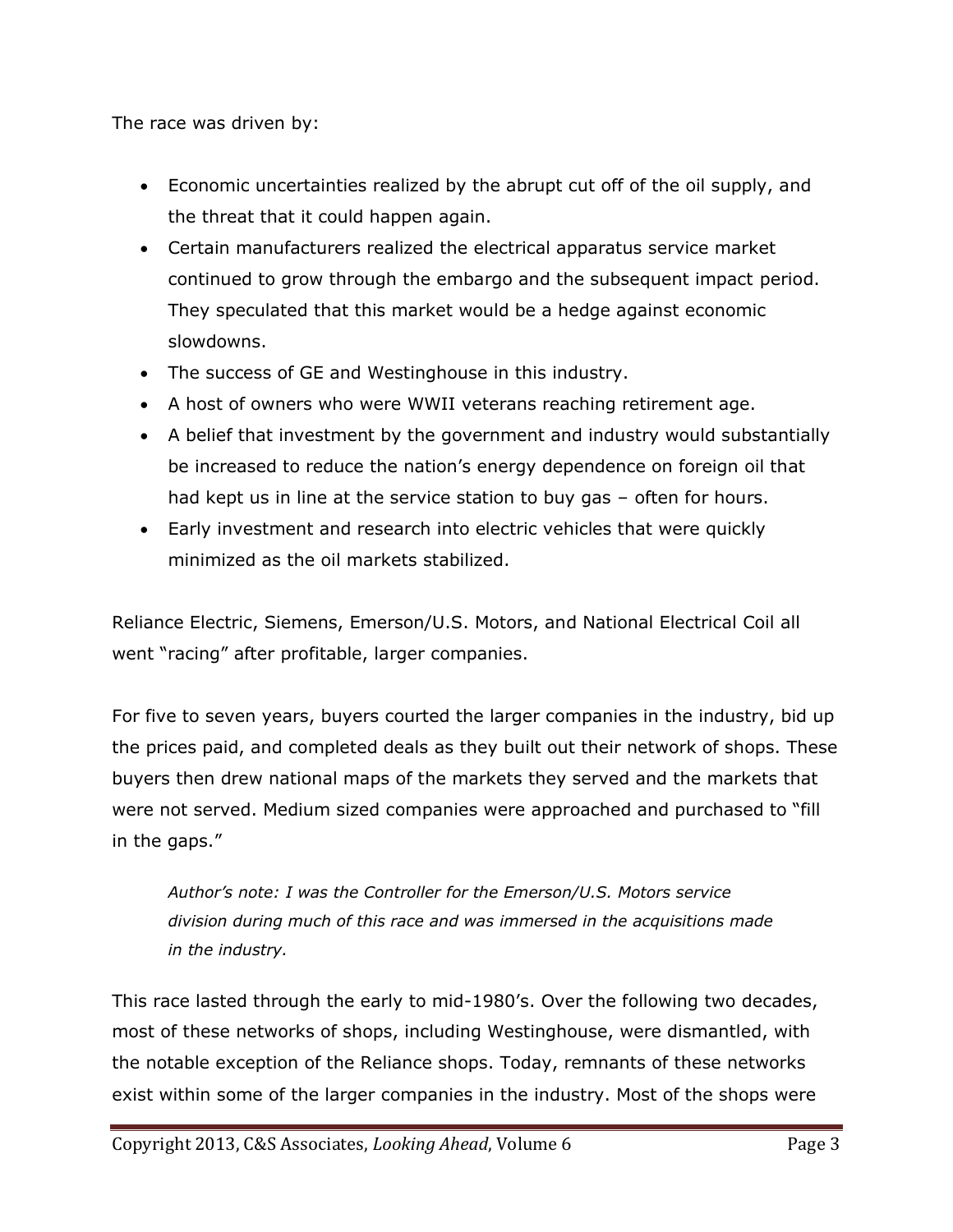The race was driven by:

- Economic uncertainties realized by the abrupt cut off of the oil supply, and the threat that it could happen again.
- Certain manufacturers realized the electrical apparatus service market continued to grow through the embargo and the subsequent impact period. They speculated that this market would be a hedge against economic slowdowns.
- The success of GE and Westinghouse in this industry.
- A host of owners who were WWII veterans reaching retirement age.
- A belief that investment by the government and industry would substantially be increased to reduce the nation's energy dependence on foreign oil that had kept us in line at the service station to buy gas – often for hours.
- Early investment and research into electric vehicles that were quickly minimized as the oil markets stabilized.

Reliance Electric, Siemens, Emerson/U.S. Motors, and National Electrical Coil all went "racing" after profitable, larger companies.

For five to seven years, buyers courted the larger companies in the industry, bid up the prices paid, and completed deals as they built out their network of shops. These buyers then drew national maps of the markets they served and the markets that were not served. Medium sized companies were approached and purchased to "fill in the gaps."

> *Author's note: I was the Controller for the Emerson/U.S. Motors service division during much of this race and was immersed in the acquisitions made in the industry.*

This race lasted through the early to mid-1980's. Over the following two decades, most of these networks of shops, including Westinghouse, were dismantled, with the notable exception of the Reliance shops. Today, remnants of these networks exist within some of the larger companies in the industry. Most of the shops were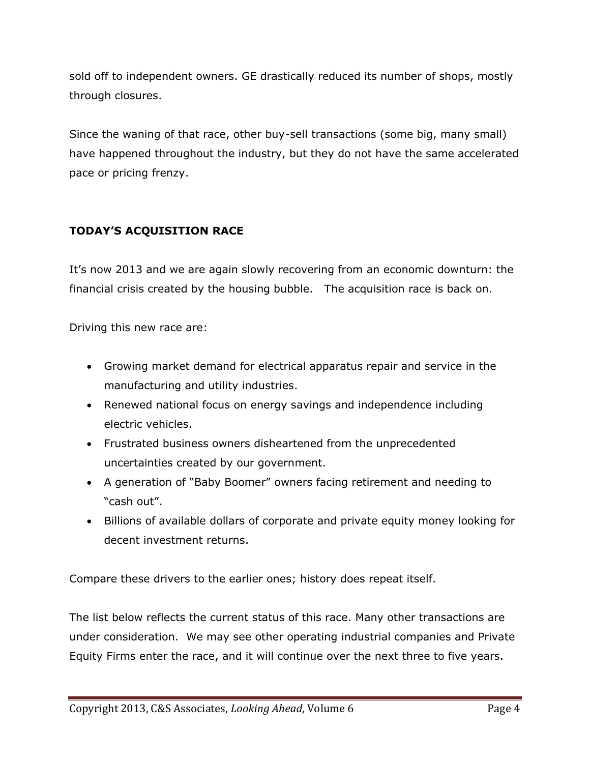sold off to independent owners. GE drastically reduced its number of shops, mostly through closures.

Since the waning of that race, other buy-sell transactions (some big, many small) have happened throughout the industry, but they do not have the same accelerated pace or pricing frenzy.

## TODAY'S ACQUISITION RACE

It's now 2013 and we are again slowly recovering from an economic downturn: the financial crisis created by the housing bubble. The acquisition race is back on.

Driving this new race are:

- Growing market demand for electrical apparatus repair and service in the manufacturing and utility industries.
- Renewed national focus on energy savings and independence including electric vehicles.
- Frustrated business owners disheartened from the unprecedented uncertainties created by our government.
- A generation of "Baby Boomer" owners facing retirement and needing to "cash out".
- Billions of available dollars of corporate and private equity money looking for decent investment returns.

Compare these drivers to the earlier ones; history does repeat itself.

The list below reflects the current status of this race. Many other transactions are under consideration. We may see other operating industrial companies and Private Equity Firms enter the race, and it will continue over the next three to five years.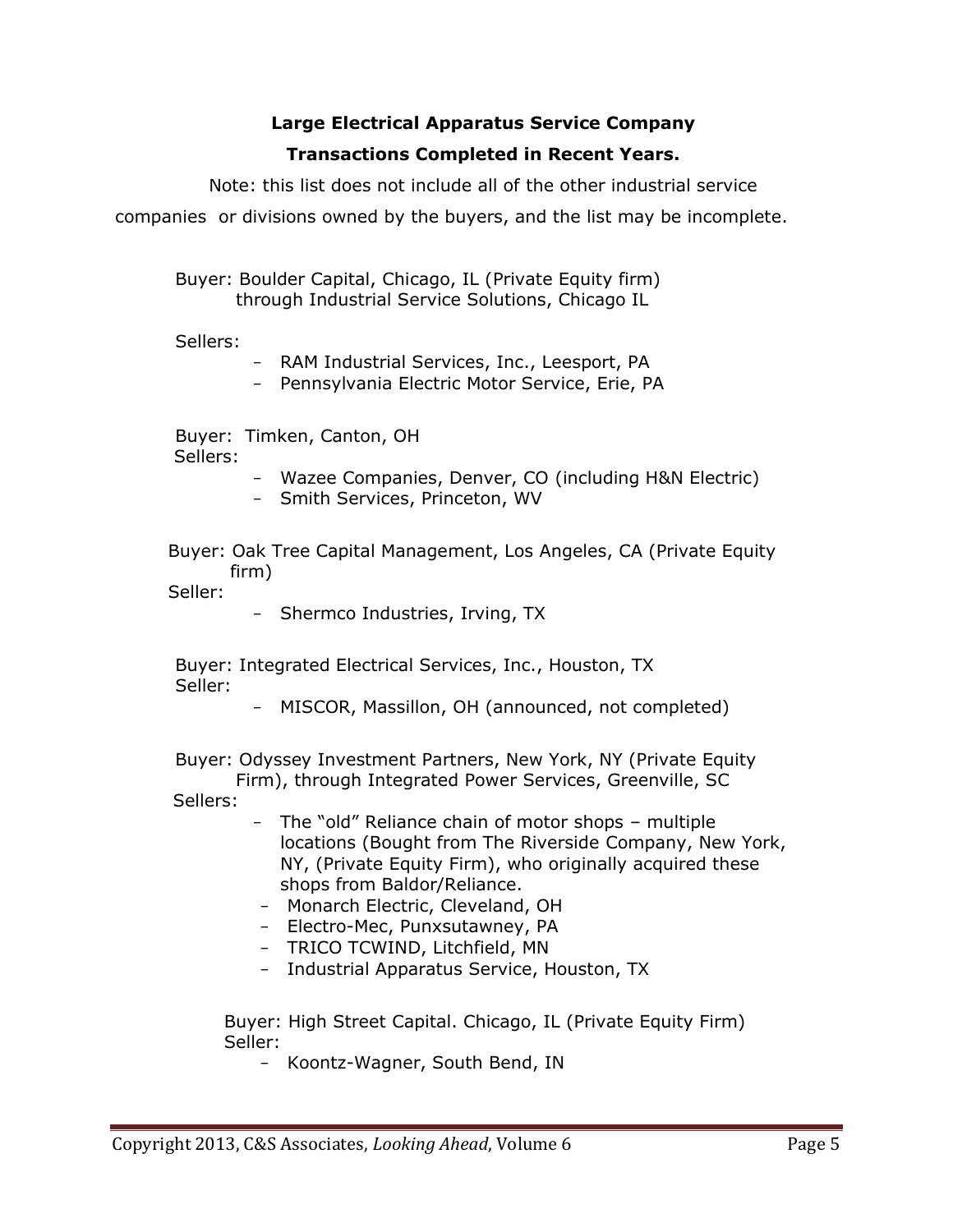## Large Electrical Apparatus Service Company

## Transactions Completed in Recent Years.

Note: this list does not include all of the other industrial service companies or divisions owned by the buyers, and the list may be incomplete.

Buyer: Boulder Capital, Chicago, IL (Private Equity firm) through Industrial Service Solutions, Chicago IL

Sellers:

- RAM Industrial Services, Inc., Leesport, PA
- Pennsylvania Electric Motor Service, Erie, PA

Buyer: Timken, Canton, OH

Sellers:

- Wazee Companies, Denver, CO (including H&N Electric)
- Smith Services, Princeton, WV

Buyer: Oak Tree Capital Management, Los Angeles, CA (Private Equity firm)

Seller:

- Shermco Industries, Irving, TX

Buyer: Integrated Electrical Services, Inc., Houston, TX

Seller:

- MISCOR, Massillon, OH (announced, not completed)

Buyer: Odyssey Investment Partners, New York, NY (Private Equity Firm), through Integrated Power Services, Greenville, SC

Sellers:

- The "old" Reliance chain of motor shops – multiple locations (Bought from The Riverside Company, New York, NY, (Private Equity Firm), who originally acquired these shops from Baldor/Reliance.
- Monarch Electric, Cleveland, OH
- Electro-Mec, Punxsutawney, PA
- TRICO TCWIND, Litchfield, MN
- Industrial Apparatus Service, Houston, TX

Buyer: High Street Capital. Chicago, IL (Private Equity Firm)

Seller:

- Koontz-Wagner, South Bend, IN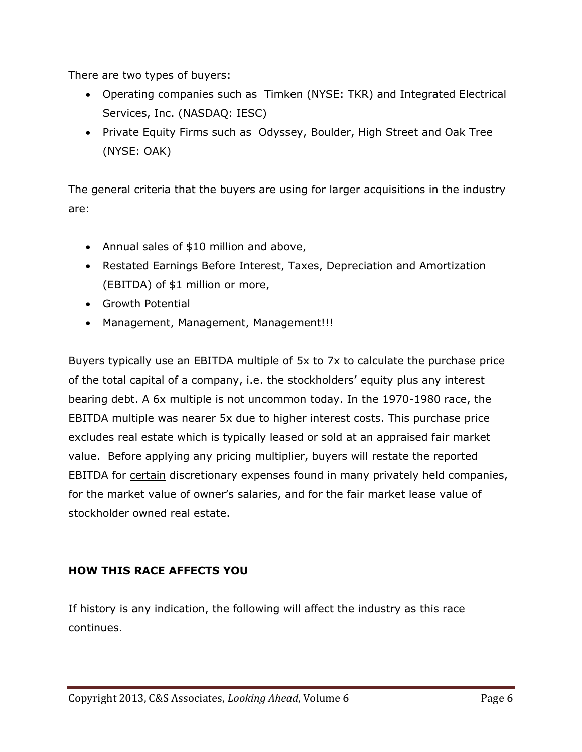There are two types of buyers:

- Operating companies such as Timken (NYSE: TKR) and Integrated Electrical Services, Inc. (NASDAQ: IESC)
- Private Equity Firms such as Odyssey, Boulder, High Street and Oak Tree (NYSE: OAK)

The general criteria that the buyers are using for larger acquisitions in the industry are:

- Annual sales of $10 million and above,
- Restated Earnings Before Interest, Taxes, Depreciation and Amortization (EBITDA) of $1 million or more,
- Growth Potential
- Management, Management, Management!!!

Buyers typically use an EBITDA multiple of 5x to 7x to calculate the purchase price of the total capital of a company, i.e. the stockholders' equity plus any interest bearing debt. A 6x multiple is not uncommon today. In the 1970-1980 race, the EBITDA multiple was nearer 5x due to higher interest costs. This purchase price excludes real estate which is typically leased or sold at an appraised fair market value. Before applying any pricing multiplier, buyers will restate the reported EBITDA for <u>certain</u> discretionary expenses found in many privately held companies, for the market value of owner's salaries, and for the fair market lease value of stockholder owned real estate.

## HOW THIS RACE AFFECTS YOU

If history is any indication, the following will affect the industry as this race continues.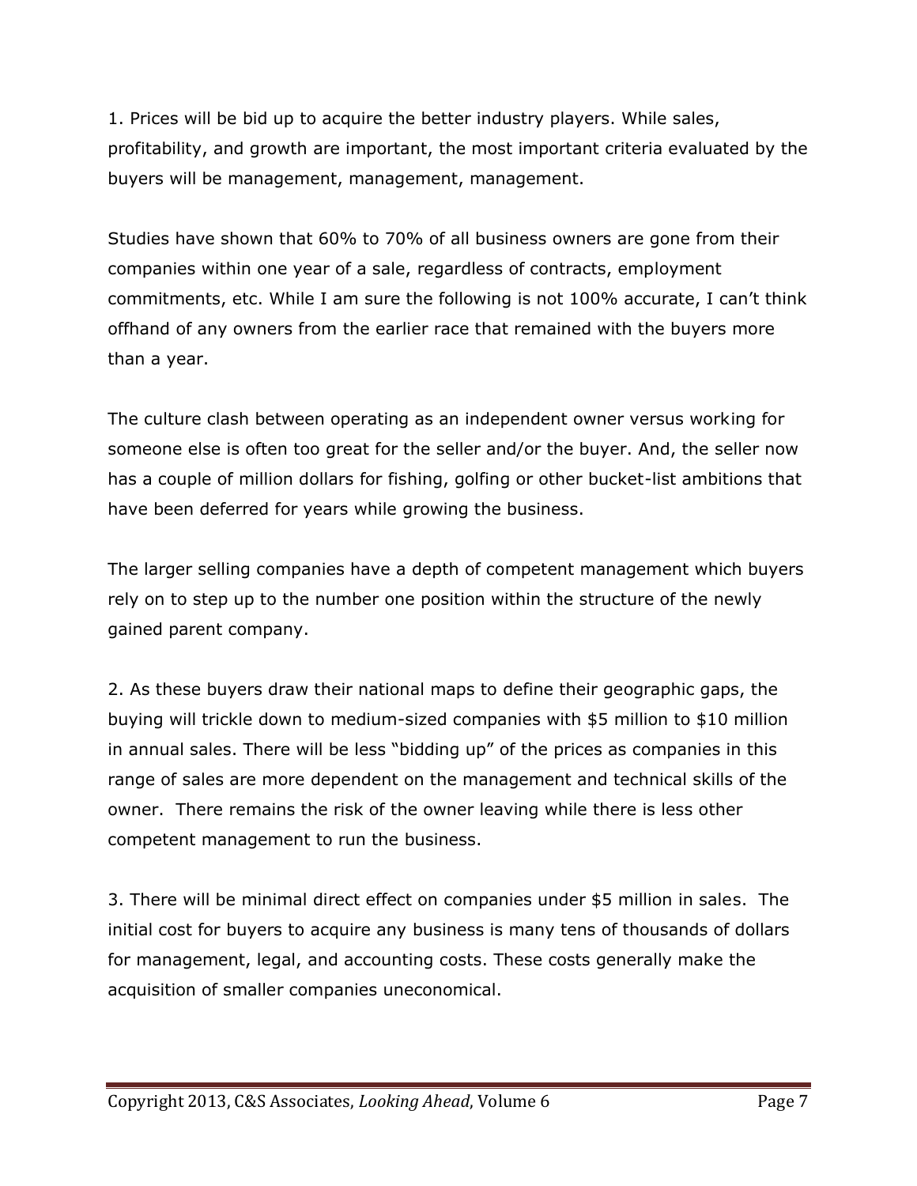1. Prices will be bid up to acquire the better industry players. While sales, profitability, and growth are important, the most important criteria evaluated by the buyers will be management, management, management.

Studies have shown that 60% to 70% of all business owners are gone from their companies within one year of a sale, regardless of contracts, employment commitments, etc. While I am sure the following is not 100% accurate, I can't think offhand of any owners from the earlier race that remained with the buyers more than a year.

The culture clash between operating as an independent owner versus working for someone else is often too great for the seller and/or the buyer. And, the seller now has a couple of million dollars for fishing, golfing or other bucket-list ambitions that have been deferred for years while growing the business.

The larger selling companies have a depth of competent management which buyers rely on to step up to the number one position within the structure of the newly gained parent company.

2. As these buyers draw their national maps to define their geographic gaps, the buying will trickle down to medium-sized companies with $5 million to $10 million in annual sales. There will be less "bidding up" of the prices as companies in this range of sales are more dependent on the management and technical skills of the owner. There remains the risk of the owner leaving while there is less other competent management to run the business.

3. There will be minimal direct effect on companies under $5 million in sales. The initial cost for buyers to acquire any business is many tens of thousands of dollars for management, legal, and accounting costs. These costs generally make the acquisition of smaller companies uneconomical.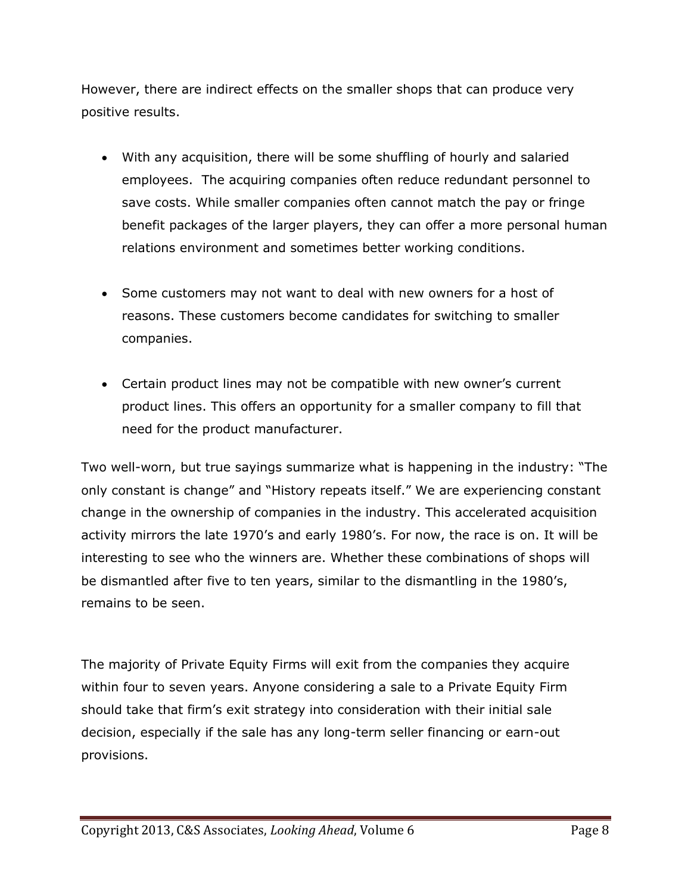However, there are indirect effects on the smaller shops that can produce very positive results.

- With any acquisition, there will be some shuffling of hourly and salaried employees. The acquiring companies often reduce redundant personnel to save costs. While smaller companies often cannot match the pay or fringe benefit packages of the larger players, they can offer a more personal human relations environment and sometimes better working conditions.

- Some customers may not want to deal with new owners for a host of reasons. These customers become candidates for switching to smaller companies.

- Certain product lines may not be compatible with new owner's current product lines. This offers an opportunity for a smaller company to fill that need for the product manufacturer.

Two well-worn, but true sayings summarize what is happening in the industry: "The only constant is change" and "History repeats itself." We are experiencing constant change in the ownership of companies in the industry. This accelerated acquisition activity mirrors the late 1970's and early 1980's. For now, the race is on. It will be interesting to see who the winners are. Whether these combinations of shops will be dismantled after five to ten years, similar to the dismantling in the 1980's, remains to be seen.

The majority of Private Equity Firms will exit from the companies they acquire within four to seven years. Anyone considering a sale to a Private Equity Firm should take that firm's exit strategy into consideration with their initial sale decision, especially if the sale has any long-term seller financing or earn-out provisions.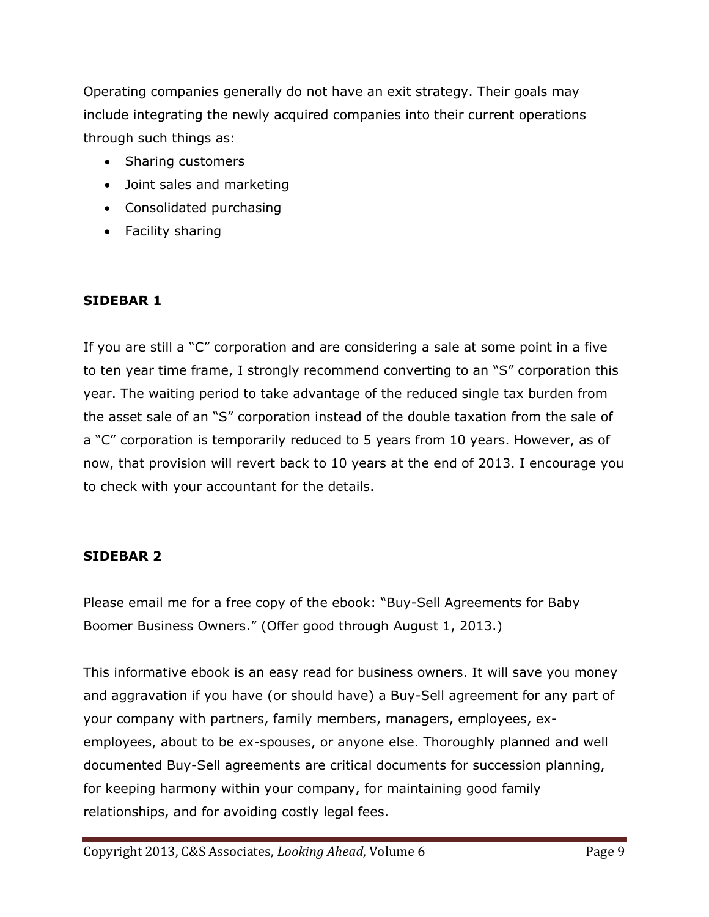Operating companies generally do not have an exit strategy. Their goals may include integrating the newly acquired companies into their current operations through such things as:

- Sharing customers
- Joint sales and marketing
- Consolidated purchasing
- Facility sharing

**SIDEBAR 1**

If you are still a "C" corporation and are considering a sale at some point in a five to ten year time frame, I strongly recommend converting to an "S" corporation this year. The waiting period to take advantage of the reduced single tax burden from the asset sale of an "S" corporation instead of the double taxation from the sale of a "C" corporation is temporarily reduced to 5 years from 10 years. However, as of now, that provision will revert back to 10 years at the end of 2013. I encourage you to check with your accountant for the details.

**SIDEBAR 2**

Please email me for a free copy of the ebook: "Buy-Sell Agreements for Baby Boomer Business Owners." (Offer good through August 1, 2013.)

This informative ebook is an easy read for business owners. It will save you money and aggravation if you have (or should have) a Buy-Sell agreement for any part of your company with partners, family members, managers, employees, ex-employees, about to be ex-spouses, or anyone else. Thoroughly planned and well documented Buy-Sell agreements are critical documents for succession planning, for keeping harmony within your company, for maintaining good family relationships, and for avoiding costly legal fees.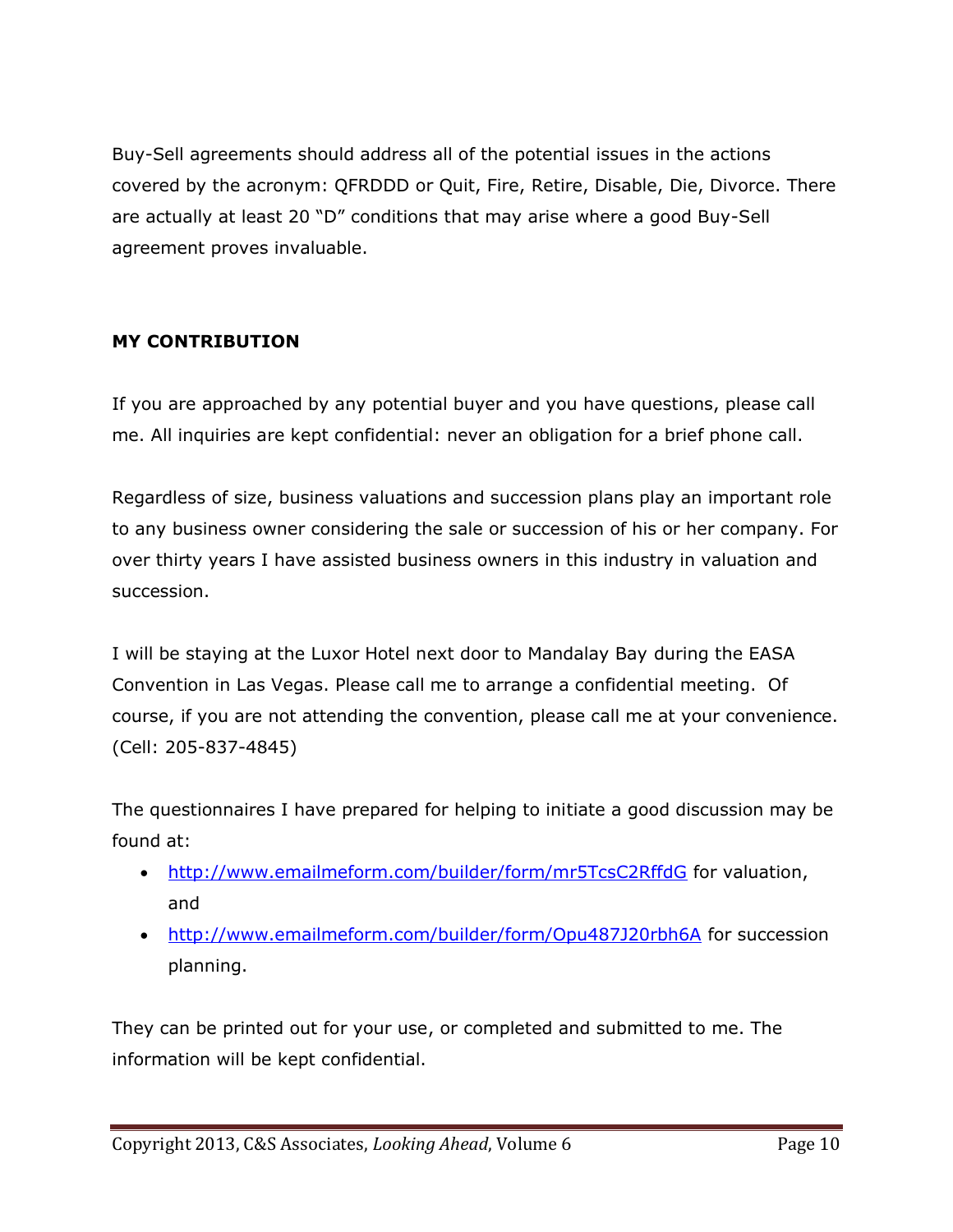Buy-Sell agreements should address all of the potential issues in the actions covered by the acronym: QFRDDD or Quit, Fire, Retire, Disable, Die, Divorce. There are actually at least 20 "D" conditions that may arise where a good Buy-Sell agreement proves invaluable.

**MY CONTRIBUTION**

If you are approached by any potential buyer and you have questions, please call me. All inquiries are kept confidential: never an obligation for a brief phone call.

Regardless of size, business valuations and succession plans play an important role to any business owner considering the sale or succession of his or her company. For over thirty years I have assisted business owners in this industry in valuation and succession.

I will be staying at the Luxor Hotel next door to Mandalay Bay during the EASA Convention in Las Vegas. Please call me to arrange a confidential meeting. Of course, if you are not attending the convention, please call me at your convenience. (Cell: 205-837-4845)

The questionnaires I have prepared for helping to initiate a good discussion may be found at:

- http://www.emailmeform.com/builder/form/mr5TcsC2RffdG for valuation, and
- http://www.emailmeform.com/builder/form/Opu487J20rbh6A for succession planning.

They can be printed out for your use, or completed and submitted to me. The information will be kept confidential.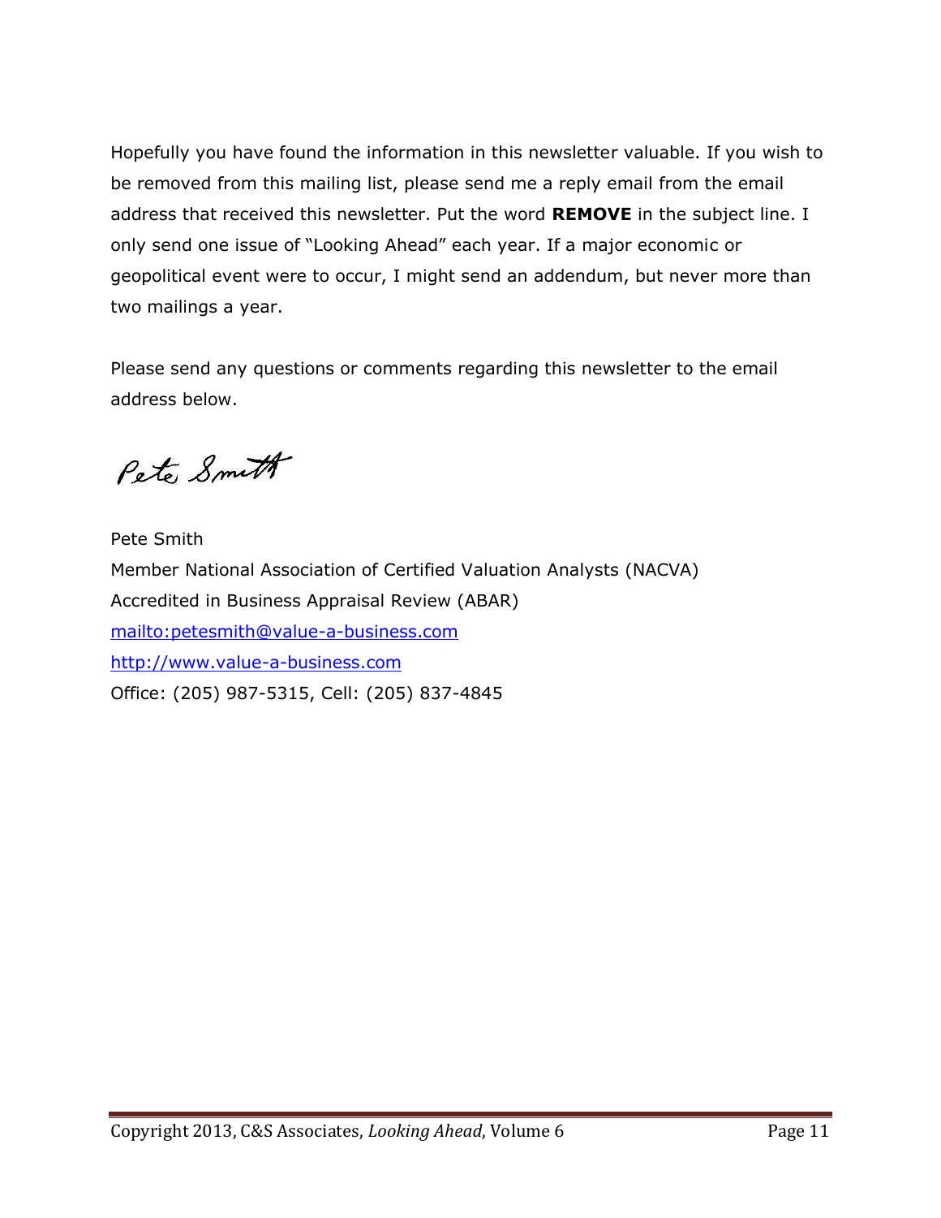Hopefully you have found the information in this newsletter valuable. If you wish to be removed from this mailing list, please send me a reply email from the email address that received this newsletter. Put the word **REMOVE** in the subject line. I only send one issue of "Looking Ahead" each year. If a major economic or geopolitical event were to occur, I might send an addendum, but never more than two mailings a year.

Please send any questions or comments regarding this newsletter to the email address below.

Pete Smith

Pete Smith
Member National Association of Certified Valuation Analysts (NACVA)
Accredited in Business Appraisal Review (ABAR)
mailto:petesmith@value-a-business.com
http://www.value-a-business.com
Office: (205) 987-5315, Cell: (205) 837-4845